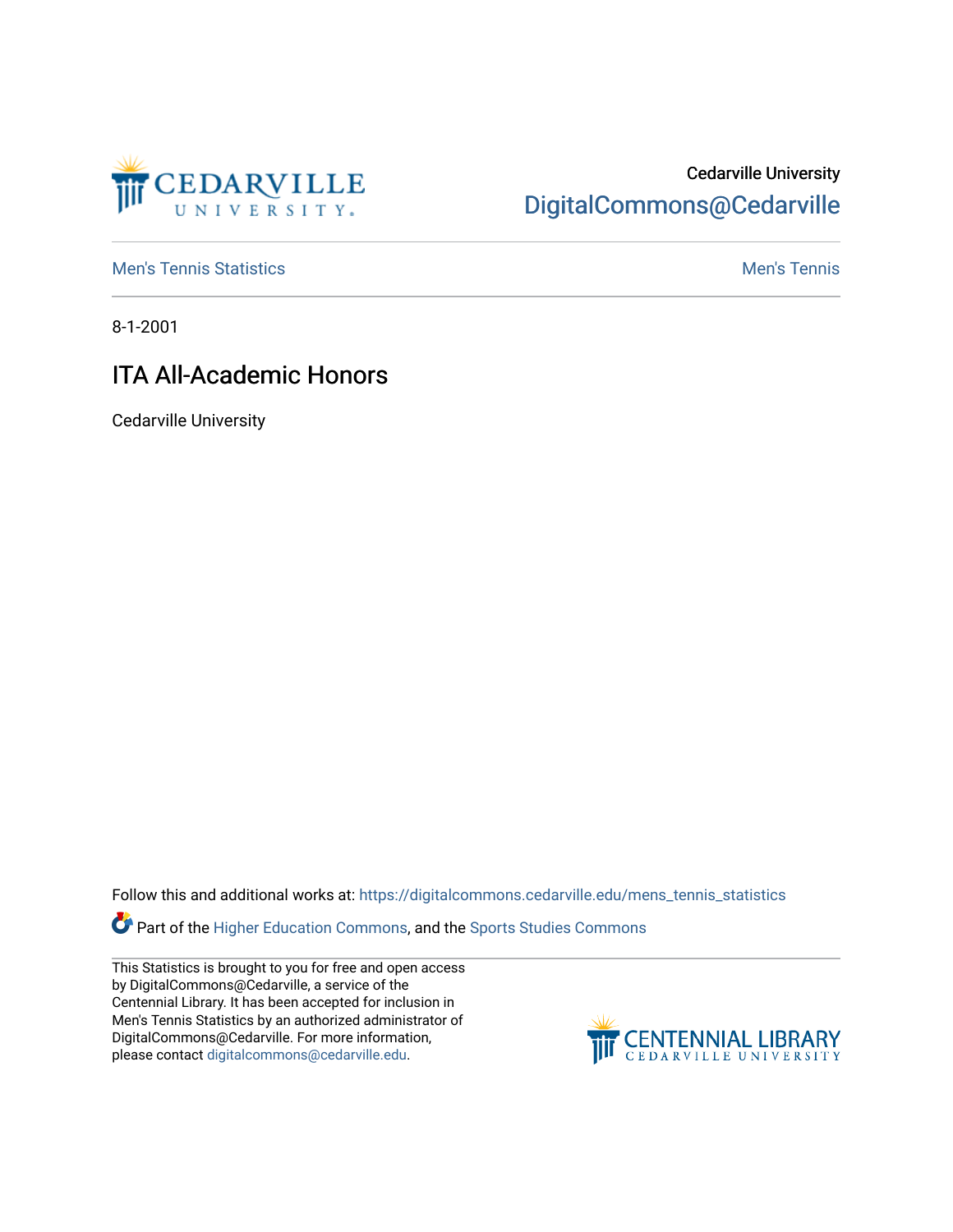Cedarville University
DigitalCommons@Cedarville

Men's Tennis Statistics | Men's Tennis

8-1-2001

# ITA All-Academic Honors

Cedarville University

Follow this and additional works at: https://digitalcommons.cedarville.edu/mens_tennis_statistics

Part of the Higher Education Commons, and the Sports Studies Commons

This Statistics is brought to you for free and open access by DigitalCommons@Cedarville, a service of the Centennial Library. It has been accepted for inclusion in Men's Tennis Statistics by an authorized administrator of DigitalCommons@Cedarville. For more information, please contact digitalcommons@cedarville.edu.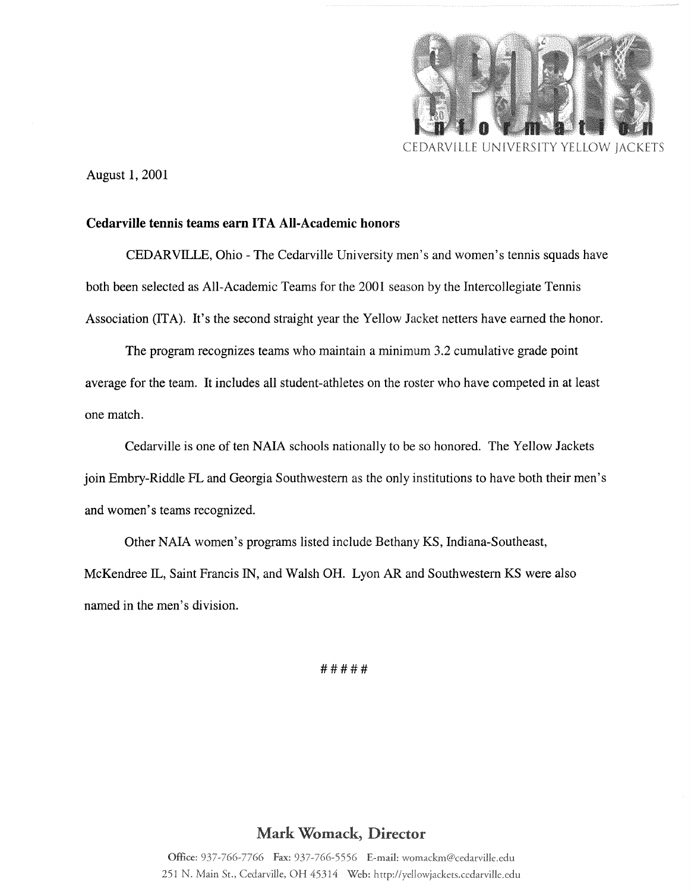CEDARVILLE UNIVERSITY YELLOW JACKETS

August 1, 2001

**Cedarville tennis teams earn ITA All-Academic honors**

CEDARVILLE, Ohio - The Cedarville University men's and women's tennis squads have both been selected as All-Academic Teams for the 2001 season by the Intercollegiate Tennis Association (ITA). It's the second straight year the Yellow Jacket netters have earned the honor.

The program recognizes teams who maintain a minimum 3.2 cumulative grade point average for the team. It includes all student-athletes on the roster who have competed in at least one match.

Cedarville is one of ten NAIA schools nationally to be so honored. The Yellow Jackets join Embry-Riddle FL and Georgia Southwestern as the only institutions to have both their men's and women's teams recognized.

Other NAIA women's programs listed include Bethany KS, Indiana-Southeast, McKendree IL, Saint Francis IN, and Walsh OH. Lyon AR and Southwestern KS were also named in the men's division.

#####

**Mark Womack, Director**

Office: 937-766-7766 Fax: 937-766-5556 E-mail: womackm@cedarville.edu
251 N. Main St., Cedarville, OH 45314 Web: http://yellowjackets.cedarville.edu